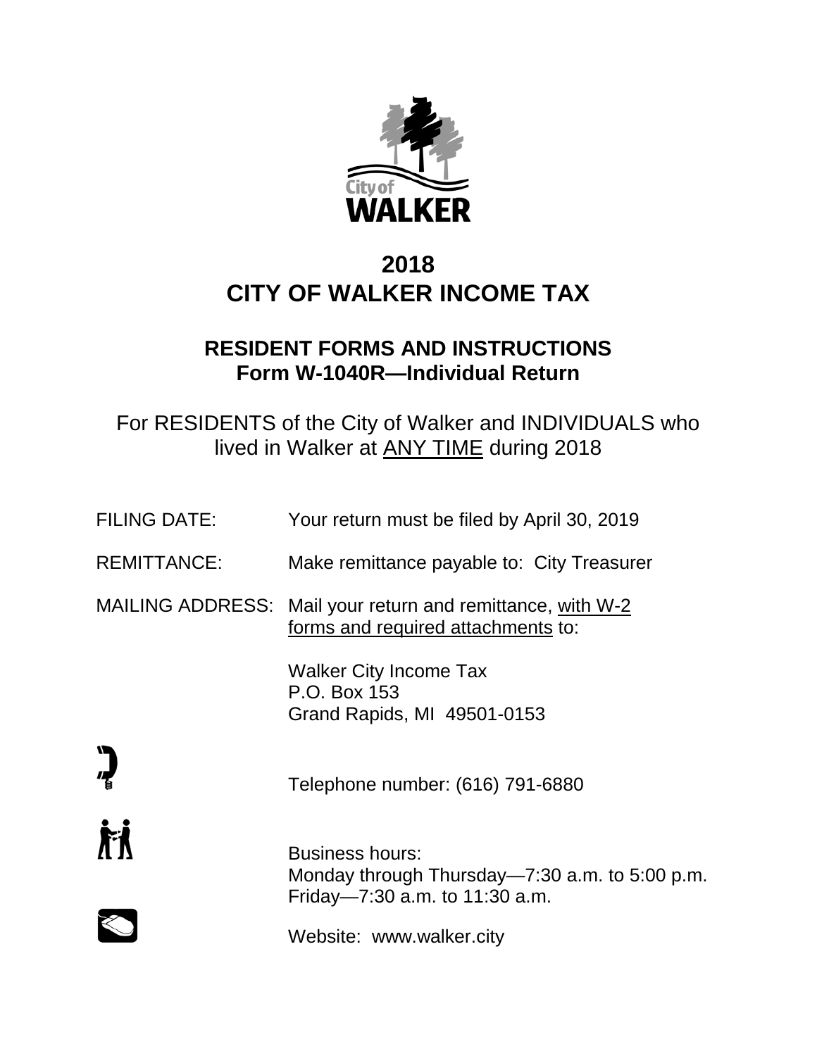City of
WALKER

# 2018
# CITY OF WALKER INCOME TAX

## RESIDENT FORMS AND INSTRUCTIONS
## Form W-1040R—Individual Return

For RESIDENTS of the City of Walker and INDIVIDUALS who lived in Walker at ANY TIME during 2018

FILING DATE: Your return must be filed by April 30, 2019

REMITTANCE: Make remittance payable to: City Treasurer

MAILING ADDRESS: Mail your return and remittance, with W-2 forms and required attachments to:

Walker City Income Tax
P.O. Box 153
Grand Rapids, MI 49501-0153

Telephone number: (616) 791-6880

Business hours:
Monday through Thursday—7:30 a.m. to 5:00 p.m.
Friday—7:30 a.m. to 11:30 a.m.

Website: www.walker.city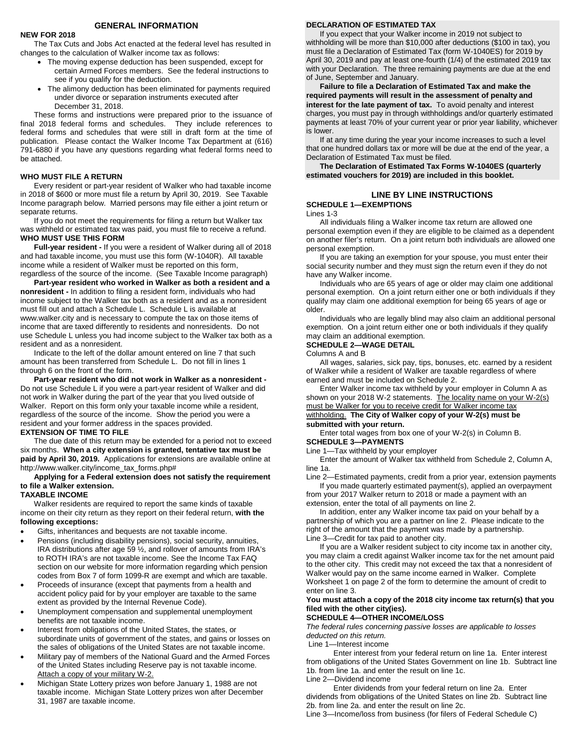## GENERAL INFORMATION

**NEW FOR 2018**

The Tax Cuts and Jobs Act enacted at the federal level has resulted in changes to the calculation of Walker income tax as follows:

- The moving expense deduction has been suspended, except for certain Armed Forces members. See the federal instructions to see if you qualify for the deduction.
- The alimony deduction has been eliminated for payments required under divorce or separation instruments executed after December 31, 2018.

These forms and instructions were prepared prior to the issuance of final 2018 federal forms and schedules. They include references to federal forms and schedules that were still in draft form at the time of publication. Please contact the Walker Income Tax Department at (616) 791-6880 if you have any questions regarding what federal forms need to be attached.

**WHO MUST FILE A RETURN**

Every resident or part-year resident of Walker who had taxable income in 2018 of $600 or more must file a return by April 30, 2019. See Taxable Income paragraph below. Married persons may file either a joint return or separate returns.

If you do not meet the requirements for filing a return but Walker tax was withheld or estimated tax was paid, you must file to receive a refund.

**WHO MUST USE THIS FORM**

**Full-year resident -** If you were a resident of Walker during all of 2018 and had taxable income, you must use this form (W-1040R). All taxable income while a resident of Walker must be reported on this form, regardless of the source of the income. (See Taxable Income paragraph)

**Part-year resident who worked in Walker as both a resident and a nonresident -** In addition to filing a resident form, individuals who had income subject to the Walker tax both as a resident and as a nonresident must fill out and attach a Schedule L. Schedule L is available at www.walker.city and is necessary to compute the tax on those items of income that are taxed differently to residents and nonresidents. Do not use Schedule L unless you had income subject to the Walker tax both as a resident and as a nonresident.

Indicate to the left of the dollar amount entered on line 7 that such amount has been transferred from Schedule L. Do not fill in lines 1 through 6 on the front of the form.

**Part-year resident who did not work in Walker as a nonresident -** Do not use Schedule L if you were a part-year resident of Walker and did not work in Walker during the part of the year that you lived outside of Walker. Report on this form only your taxable income while a resident, regardless of the source of the income. Show the period you were a resident and your former address in the spaces provided.

**EXTENSION OF TIME TO FILE**

The due date of this return may be extended for a period not to exceed six months. **When a city extension is granted, tentative tax must be paid by April 30, 2019.** Applications for extensions are available online at http://www.walker.city/income_tax_forms.php#

**Applying for a Federal extension does not satisfy the requirement to file a Walker extension.**

**TAXABLE INCOME**

Walker residents are required to report the same kinds of taxable income on their city return as they report on their federal return, **with the following exceptions:**

- Gifts, inheritances and bequests are not taxable income.
- Pensions (including disability pensions), social security, annuities, IRA distributions after age 59 ½, and rollover of amounts from IRA's to ROTH IRA's are not taxable income. See the Income Tax FAQ section on our website for more information regarding which pension codes from Box 7 of form 1099-R are exempt and which are taxable.
- Proceeds of insurance (except that payments from a health and accident policy paid for by your employer are taxable to the same extent as provided by the Internal Revenue Code).
- Unemployment compensation and supplemental unemployment benefits are not taxable income.
- Interest from obligations of the United States, the states, or subordinate units of government of the states, and gains or losses on the sales of obligations of the United States are not taxable income.
- Military pay of members of the National Guard and the Armed Forces of the United States including Reserve pay is not taxable income. Attach a copy of your military W-2.
- Michigan State Lottery prizes won before January 1, 1988 are not taxable income. Michigan State Lottery prizes won after December 31, 1987 are taxable income.

**DECLARATION OF ESTIMATED TAX**

If you expect that your Walker income in 2019 not subject to withholding will be more than $10,000 after deductions ($100 in tax), you must file a Declaration of Estimated Tax (form W-1040ES) for 2019 by April 30, 2019 and pay at least one-fourth (1/4) of the estimated 2019 tax with your Declaration. The three remaining payments are due at the end of June, September and January.

**Failure to file a Declaration of Estimated Tax and make the required payments will result in the assessment of penalty and interest for the late payment of tax.** To avoid penalty and interest charges, you must pay in through withholdings and/or quarterly estimated payments at least 70% of your current year or prior year liability, whichever is lower.

If at any time during the year your income increases to such a level that one hundred dollars tax or more will be due at the end of the year, a Declaration of Estimated Tax must be filed.

**The Declaration of Estimated Tax Forms W-1040ES (quarterly estimated vouchers for 2019) are included in this booklet.**

## LINE BY LINE INSTRUCTIONS

**SCHEDULE 1—EXEMPTIONS**

Lines 1-3

All individuals filing a Walker income tax return are allowed one personal exemption even if they are eligible to be claimed as a dependent on another filer's return. On a joint return both individuals are allowed one personal exemption.

If you are taking an exemption for your spouse, you must enter their social security number and they must sign the return even if they do not have any Walker income.

Individuals who are 65 years of age or older may claim one additional personal exemption. On a joint return either one or both individuals if they qualify may claim one additional exemption for being 65 years of age or older.

Individuals who are legally blind may also claim an additional personal exemption. On a joint return either one or both individuals if they qualify may claim an additional exemption.

**SCHEDULE 2—WAGE DETAIL**

Columns A and B

All wages, salaries, sick pay, tips, bonuses, etc. earned by a resident of Walker while a resident of Walker are taxable regardless of where earned and must be included on Schedule 2.

Enter Walker income tax withheld by your employer in Column A as shown on your 2018 W-2 statements. The locality name on your W-2(s) must be Walker for you to receive credit for Walker income tax withholding. **The City of Walker copy of your W-2(s) must be submitted with your return.**

Enter total wages from box one of your W-2(s) in Column B.

**SCHEDULE 3—PAYMENTS**

Line 1—Tax withheld by your employer

Enter the amount of Walker tax withheld from Schedule 2, Column A, line 1a.

Line 2—Estimated payments, credit from a prior year, extension payments

If you made quarterly estimated payment(s), applied an overpayment from your 2017 Walker return to 2018 or made a payment with an extension, enter the total of all payments on line 2.

In addition, enter any Walker income tax paid on your behalf by a partnership of which you are a partner on line 2. Please indicate to the right of the amount that the payment was made by a partnership.

Line 3—Credit for tax paid to another city.

If you are a Walker resident subject to city income tax in another city, you may claim a credit against Walker income tax for the net amount paid to the other city. This credit may not exceed the tax that a nonresident of Walker would pay on the same income earned in Walker. Complete Worksheet 1 on page 2 of the form to determine the amount of credit to enter on line 3.

**You must attach a copy of the 2018 city income tax return(s) that you filed with the other city(ies).**

**SCHEDULE 4—OTHER INCOME/LOSS**

*The federal rules concerning passive losses are applicable to losses deducted on this return.*

Line 1—Interest income

Enter interest from your federal return on line 1a. Enter interest from obligations of the United States Government on line 1b. Subtract line 1b. from line 1a. and enter the result on line 1c.

Line 2—Dividend income

Enter dividends from your federal return on line 2a. Enter dividends from obligations of the United States on line 2b. Subtract line 2b. from line 2a. and enter the result on line 2c.

Line 3—Income/loss from business (for filers of Federal Schedule C)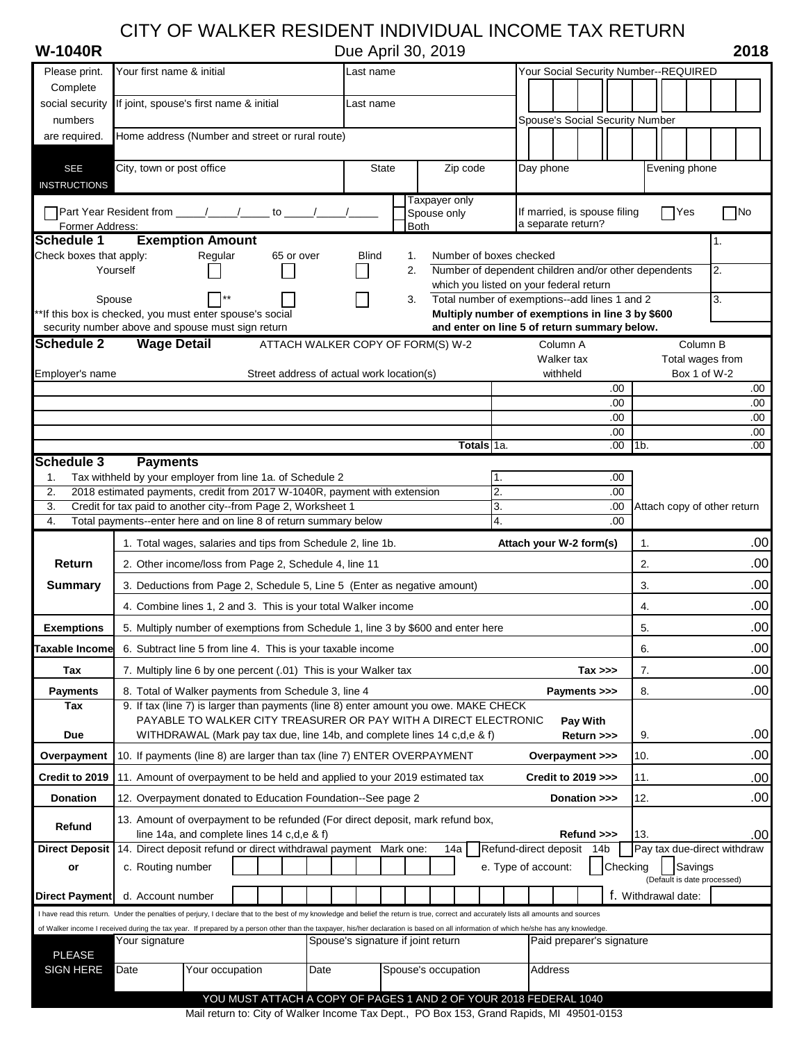# CITY OF WALKER RESIDENT INDIVIDUAL INCOME TAX RETURN

**W-1040R** Due April 30, 2019 **2018**

| Please print. Complete social security numbers are required. | | | |
|---|---|---|---|
| | Your first name & initial | Last name | Your Social Security Number--REQUIRED |
| | If joint, spouse's first name & initial | Last name | Spouse's Social Security Number |
| | Home address (Number and street or rural route) | | |
| SEE INSTRUCTIONS | City, town or post office | State / Zip code | Day phone / Evening phone |

☐ Part Year Resident from \_\_\_\_\_/\_\_\_\_\_/\_\_\_\_\_ to \_\_\_\_\_/\_\_\_\_\_/\_\_\_\_\_ ☐ Taxpayer only ☐ Spouse only ☐ Both

Former Address:

If married, is spouse filing a separate return? ☐ Yes ☐ No

## Schedule 1 Exemption Amount

| Check boxes that apply: | Regular | 65 or over | Blind | | | |
|---|---|---|---|---|---|---|
| Yourself | ☐ | ☐ | ☐ | 1. | Number of boxes checked | 1. |
| | | | | 2. | Number of dependent children and/or other dependents which you listed on your federal return | 2. |
| Spouse | ☐ ** | ☐ | ☐ | 3. | Total number of exemptions--add lines 1 and 2 | 3. |

**If this box is checked, you must enter spouse's social security number above and spouse must sign return

**Multiply number of exemptions in line 3 by $600 and enter on line 5 of return summary below.**

## Schedule 2 Wage Detail

ATTACH WALKER COPY OF FORM(S) W-2

| Employer's name | Street address of actual work location(s) | Column A Walker tax withheld | Column B Total wages from Box 1 of W-2 |
|---|---|---|---|
| | | .00 | .00 |
| | | .00 | .00 |
| | | .00 | .00 |
| | | .00 | .00 |
| | **Totals** | 1a. .00 | 1b. .00 |

## Schedule 3 Payments

| | | | |
|---|---|---|---|
| 1. | Tax withheld by your employer from line 1a. of Schedule 2 | 1. .00 | |
| 2. | 2018 estimated payments, credit from 2017 W-1040R, payment with extension | 2. .00 | |
| 3. | Credit for tax paid to another city--from Page 2, Worksheet 1 | 3. .00 | Attach copy of other return |
| 4. | Total payments--enter here and on line 8 of return summary below | 4. .00 | |

| | | | |
|---|---|---|---|
| **Return Summary** | 1. Total wages, salaries and tips from Schedule 2, line 1b. **Attach your W-2 form(s)** | 1. | .00 |
| | 2. Other income/loss from Page 2, Schedule 4, line 11 | 2. | .00 |
| | 3. Deductions from Page 2, Schedule 5, Line 5 (Enter as negative amount) | 3. | .00 |
| | 4. Combine lines 1, 2 and 3. This is your total Walker income | 4. | .00 |
| **Exemptions** | 5. Multiply number of exemptions from Schedule 1, line 3 by $600 and enter here | 5. | .00 |
| **Taxable Income** | 6. Subtract line 5 from line 4. This is your taxable income | 6. | .00 |
| **Tax** | 7. Multiply line 6 by one percent (.01) This is your Walker tax **Tax >>>** | 7. | .00 |
| **Payments** | 8. Total of Walker payments from Schedule 3, line 4 **Payments >>>** | 8. | .00 |
| **Tax Due** | 9. If tax (line 7) is larger than payments (line 8) enter amount you owe. MAKE CHECK PAYABLE TO WALKER CITY TREASURER OR PAY WITH A DIRECT ELECTRONIC WITHDRAWAL (Mark pay tax due, line 14b, and complete lines 14 c,d,e & f) **Pay With Return >>>** | 9. | .00 |
| **Overpayment** | 10. If payments (line 8) are larger than tax (line 7) ENTER OVERPAYMENT **Overpayment >>>** | 10. | .00 |
| **Credit to 2019** | 11. Amount of overpayment to be held and applied to your 2019 estimated tax **Credit to 2019 >>>** | 11. | .00 |
| **Donation** | 12. Overpayment donated to Education Foundation--See page 2 **Donation >>>** | 12. | .00 |
| **Refund** | 13. Amount of overpayment to be refunded (For direct deposit, mark refund box, line 14a, and complete lines 14 c,d,e & f) **Refund >>>** | 13. | .00 |

| | |
|---|---|
| **Direct Deposit or Direct Payment** | 14. Direct deposit refund or direct withdrawal payment Mark one: 14a ☐ Refund-direct deposit 14b ☐ Pay tax due-direct withdraw |
| | c. Routing number e. Type of account: ☐ Checking ☐ Savings (Default is date processed) |
| | d. Account number f. Withdrawal date: |

I have read this return. Under the penalties of perjury, I declare that to the best of my knowledge and belief the return is true, correct and accurately lists all amounts and sources of Walker income I received during the tax year. If prepared by a person other than the taxpayer, his/her declaration is based on all information of which he/she has any knowledge.

| PLEASE SIGN HERE | Your signature | | Spouse's signature if joint return | | Paid preparer's signature |
|---|---|---|---|---|---|
| | Date | Your occupation | Date | Spouse's occupation | Address |

YOU MUST ATTACH A COPY OF PAGES 1 AND 2 OF YOUR 2018 FEDERAL 1040

Mail return to: City of Walker Income Tax Dept., PO Box 153, Grand Rapids, MI 49501-0153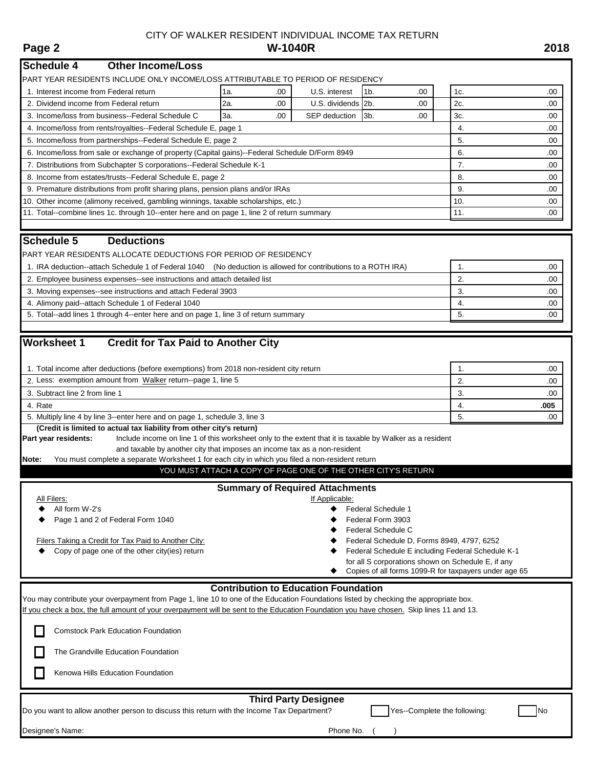CITY OF WALKER RESIDENT INDIVIDUAL INCOME TAX RETURN

**Page 2** **W-1040R** **2018**

## Schedule 4 Other Income/Loss

PART YEAR RESIDENTS INCLUDE ONLY INCOME/LOSS ATTRIBUTABLE TO PERIOD OF RESIDENCY

| | | | | | | | |
|---|---|---|---|---|---|---|---|
| 1. Interest income from Federal return | 1a. | .00 | U.S. interest | 1b. | .00 | 1c. | .00 |
| 2. Dividend income from Federal return | 2a. | .00 | U.S. dividends | 2b. | .00 | 2c. | .00 |
| 3. Income/loss from business--Federal Schedule C | 3a. | .00 | SEP deduction | 3b. | .00 | 3c. | .00 |
| 4. Income/loss from rents/royalties--Federal Schedule E, page 1 | | | | | | 4. | .00 |
| 5. Income/loss from partnerships--Federal Schedule E, page 2 | | | | | | 5. | .00 |
| 6. Income/loss from sale or exchange of property (Capital gains)--Federal Schedule D/Form 8949 | | | | | | 6. | .00 |
| 7. Distributions from Subchapter S corporations--Federal Schedule K-1 | | | | | | 7. | .00 |
| 8. Income from estates/trusts--Federal Schedule E, page 2 | | | | | | 8. | .00 |
| 9. Premature distributions from profit sharing plans, pension plans and/or IRAs | | | | | | 9. | .00 |
| 10. Other income (alimony received, gambling winnings, taxable scholarships, etc.) | | | | | | 10. | .00 |
| 11. Total--combine lines 1c. through 10--enter here and on page 1, line 2 of return summary | | | | | | 11. | .00 |

## Schedule 5 Deductions

PART YEAR RESIDENTS ALLOCATE DEDUCTIONS FOR PERIOD OF RESIDENCY

| | | |
|---|---|---|
| 1. IRA deduction--attach Schedule 1 of Federal 1040 (No deduction is allowed for contributions to a ROTH IRA) | 1. | .00 |
| 2. Employee business expenses--see instructions and attach detailed list | 2. | .00 |
| 3. Moving expenses--see instructions and attach Federal 3903 | 3. | .00 |
| 4. Alimony paid--attach Schedule 1 of Federal 1040 | 4. | .00 |
| 5. Total--add lines 1 through 4--enter here and on page 1, line 3 of return summary | 5. | .00 |

## Worksheet 1 Credit for Tax Paid to Another City

| | | |
|---|---|---|
| 1. Total income after deductions (before exemptions) from 2018 non-resident city return | 1. | .00 |
| 2. Less: exemption amount from Walker return--page 1, line 5 | 2. | .00 |
| 3. Subtract line 2 from line 1 | 3. | .00 |
| 4. Rate | 4. | **.005** |
| 5. Multiply line 4 by line 3--enter here and on page 1, schedule 3, line 3 | 5. | .00 |

**(Credit is limited to actual tax liability from other city's return)**

**Part year residents:** Include income on line 1 of this worksheet only to the extent that it is taxable by Walker as a resident and taxable by another city that imposes an income tax as a non-resident

**Note:** You must complete a separate Worksheet 1 for each city in which you filed a non-resident return

YOU MUST ATTACH A COPY OF PAGE ONE OF THE OTHER CITY'S RETURN

### Summary of Required Attachments

All Filers:
- All form W-2's
- Page 1 and 2 of Federal Form 1040

Filers Taking a Credit for Tax Paid to Another City:
- Copy of page one of the other city(ies) return

If Applicable:
- Federal Schedule 1
- Federal Form 3903
- Federal Schedule C
- Federal Schedule D, Forms 8949, 4797, 6252
- Federal Schedule E including Federal Schedule K-1 for all S corporations shown on Schedule E, if any
- Copies of all forms 1099-R for taxpayers under age 65

### Contribution to Education Foundation

You may contribute your overpayment from Page 1, line 10 to one of the Education Foundations listed by checking the appropriate box.
If you check a box, the full amount of your overpayment will be sent to the Education Foundation you have chosen. Skip lines 11 and 13.

- ☐ Comstock Park Education Foundation
- ☐ The Grandville Education Foundation
- ☐ Kenowa Hills Education Foundation

### Third Party Designee

Do you want to allow another person to discuss this return with the Income Tax Department? ☐ Yes--Complete the following: ☐ No

Designee's Name: Phone No. ( )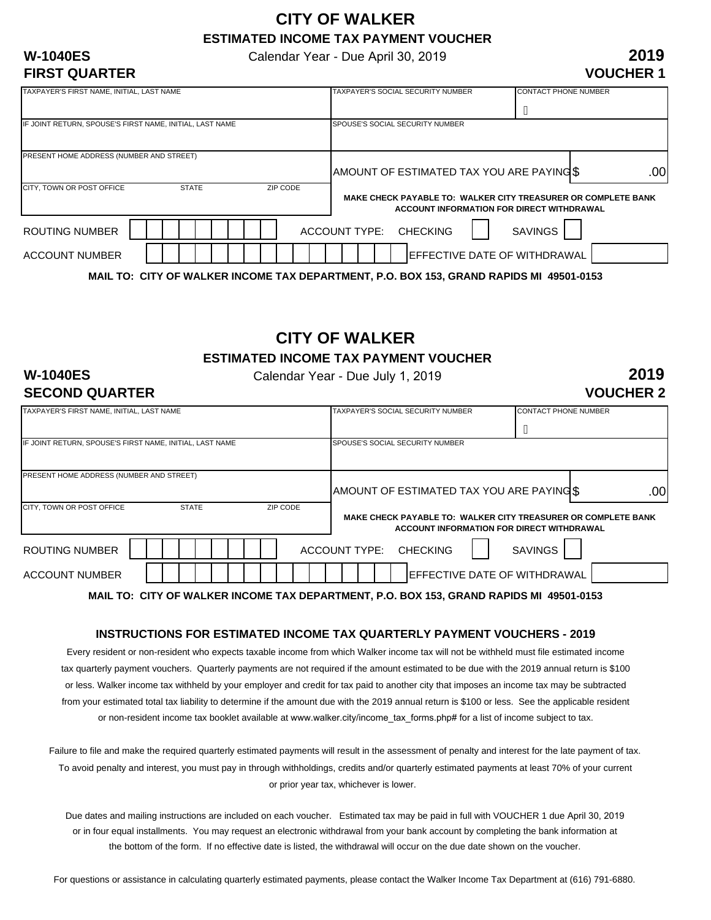# CITY OF WALKER

## ESTIMATED INCOME TAX PAYMENT VOUCHER

**W-1040ES** Calendar Year - Due April 30, 2019 **2019**

**FIRST QUARTER** **VOUCHER 1**

| TAXPAYER'S FIRST NAME, INITIAL, LAST NAME | TAXPAYER'S SOCIAL SECURITY NUMBER | CONTACT PHONE NUMBER |
|---|---|---|
| IF JOINT RETURN, SPOUSE'S FIRST NAME, INITIAL, LAST NAME | SPOUSE'S SOCIAL SECURITY NUMBER | |
| PRESENT HOME ADDRESS (NUMBER AND STREET) | AMOUNT OF ESTIMATED TAX YOU ARE PAYING | $ .00 |
| CITY, TOWN OR POST OFFICE STATE ZIP CODE | **MAKE CHECK PAYABLE TO: WALKER CITY TREASURER OR COMPLETE BANK ACCOUNT INFORMATION FOR DIRECT WITHDRAWAL** | |

ROUTING NUMBER ☐☐☐☐☐☐☐☐☐ ACCOUNT TYPE: CHECKING ☐ SAVINGS ☐

ACCOUNT NUMBER ☐☐☐☐☐☐☐☐☐☐☐☐☐☐☐☐☐ EFFECTIVE DATE OF WITHDRAWAL ☐

**MAIL TO: CITY OF WALKER INCOME TAX DEPARTMENT, P.O. BOX 153, GRAND RAPIDS MI 49501-0153**

# CITY OF WALKER

## ESTIMATED INCOME TAX PAYMENT VOUCHER

**W-1040ES** Calendar Year - Due July 1, 2019 **2019**

**SECOND QUARTER** **VOUCHER 2**

| TAXPAYER'S FIRST NAME, INITIAL, LAST NAME | TAXPAYER'S SOCIAL SECURITY NUMBER | CONTACT PHONE NUMBER |
|---|---|---|
| IF JOINT RETURN, SPOUSE'S FIRST NAME, INITIAL, LAST NAME | SPOUSE'S SOCIAL SECURITY NUMBER | |
| PRESENT HOME ADDRESS (NUMBER AND STREET) | AMOUNT OF ESTIMATED TAX YOU ARE PAYING | $ .00 |
| CITY, TOWN OR POST OFFICE STATE ZIP CODE | **MAKE CHECK PAYABLE TO: WALKER CITY TREASURER OR COMPLETE BANK ACCOUNT INFORMATION FOR DIRECT WITHDRAWAL** | |

ROUTING NUMBER ☐☐☐☐☐☐☐☐☐ ACCOUNT TYPE: CHECKING ☐ SAVINGS ☐

ACCOUNT NUMBER ☐☐☐☐☐☐☐☐☐☐☐☐☐☐☐☐☐ EFFECTIVE DATE OF WITHDRAWAL ☐

**MAIL TO: CITY OF WALKER INCOME TAX DEPARTMENT, P.O. BOX 153, GRAND RAPIDS MI 49501-0153**

### INSTRUCTIONS FOR ESTIMATED INCOME TAX QUARTERLY PAYMENT VOUCHERS - 2019

Every resident or non-resident who expects taxable income from which Walker income tax will not be withheld must file estimated income tax quarterly payment vouchers. Quarterly payments are not required if the amount estimated to be due with the 2019 annual return is $100 or less. Walker income tax withheld by your employer and credit for tax paid to another city that imposes an income tax may be subtracted from your estimated total tax liability to determine if the amount due with the 2019 annual return is $100 or less. See the applicable resident or non-resident income tax booklet available at www.walker.city/income_tax_forms.php# for a list of income subject to tax.

Failure to file and make the required quarterly estimated payments will result in the assessment of penalty and interest for the late payment of tax. To avoid penalty and interest, you must pay in through withholdings, credits and/or quarterly estimated payments at least 70% of your current or prior year tax, whichever is lower.

Due dates and mailing instructions are included on each voucher. Estimated tax may be paid in full with VOUCHER 1 due April 30, 2019 or in four equal installments. You may request an electronic withdrawal from your bank account by completing the bank information at the bottom of the form. If no effective date is listed, the withdrawal will occur on the due date shown on the voucher.

For questions or assistance in calculating quarterly estimated payments, please contact the Walker Income Tax Department at (616) 791-6880.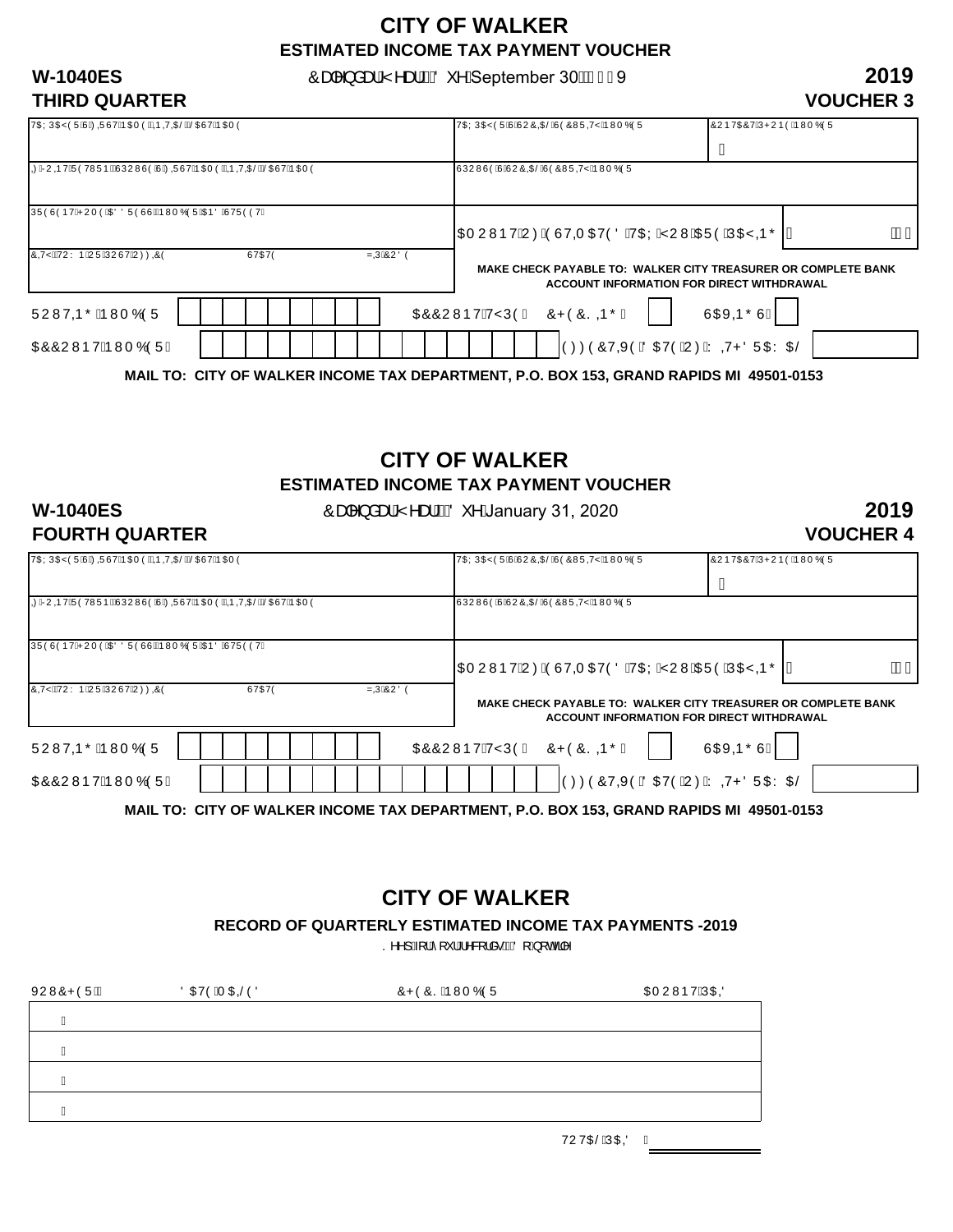# CITY OF WALKER

## ESTIMATED INCOME TAX PAYMENT VOUCHER

**W-1040ES** Calendar Year Due: September 30, 2019 **2019**

**THIRD QUARTER** **VOUCHER 3**

| TAXPAYER'S FIRST NAME, INITIAL, LAST NAME | TAXPAYER'S SOCIAL SECURITY NUMBER | CONTACT PHONE NUMBER |
|---|---|---|
| IF JOINT RETURN, SPOUSE'S FIRST NAME, INITIAL, LAST NAME | SPOUSE'S SOCIAL SECURITY NUMBER | |
| PRESENT HOME ADDRESS NUMBER AND STREET | AMOUNT OF ESTIMATED TAX YOU ARE PAYING | $ .00 |
| CITY, TOWN OR POST OFFICE STATE ZIP CODE | **MAKE CHECK PAYABLE TO: WALKER CITY TREASURER OR COMPLETE BANK ACCOUNT INFORMATION FOR DIRECT WITHDRAWAL** | |

ROUTING NUMBER ______ ACCOUNT TYPE: CHECKING ☐ SAVINGS ☐

ACCOUNT NUMBER ______ EFFECTIVE DATE OF WITHDRAWAL ______

**MAIL TO: CITY OF WALKER INCOME TAX DEPARTMENT, P.O. BOX 153, GRAND RAPIDS MI 49501-0153**

# CITY OF WALKER

## ESTIMATED INCOME TAX PAYMENT VOUCHER

**W-1040ES** Calendar Year Due: January 31, 2020 **2019**

**FOURTH QUARTER** **VOUCHER 4**

| TAXPAYER'S FIRST NAME, INITIAL, LAST NAME | TAXPAYER'S SOCIAL SECURITY NUMBER | CONTACT PHONE NUMBER |
|---|---|---|
| IF JOINT RETURN, SPOUSE'S FIRST NAME, INITIAL, LAST NAME | SPOUSE'S SOCIAL SECURITY NUMBER | |
| PRESENT HOME ADDRESS NUMBER AND STREET | AMOUNT OF ESTIMATED TAX YOU ARE PAYING | $ .00 |
| CITY, TOWN OR POST OFFICE STATE ZIP CODE | **MAKE CHECK PAYABLE TO: WALKER CITY TREASURER OR COMPLETE BANK ACCOUNT INFORMATION FOR DIRECT WITHDRAWAL** | |

ROUTING NUMBER ______ ACCOUNT TYPE: CHECKING ☐ SAVINGS ☐

ACCOUNT NUMBER ______ EFFECTIVE DATE OF WITHDRAWAL ______

**MAIL TO: CITY OF WALKER INCOME TAX DEPARTMENT, P.O. BOX 153, GRAND RAPIDS MI 49501-0153**

# CITY OF WALKER

## RECORD OF QUARTERLY ESTIMATED INCOME TAX PAYMENTS -2019

Keep for your records - Do not file

| VOUCHER | DATE MAILED | CHECK NUMBER | AMOUNT PAID |
|---|---|---|---|
| 1 | | | |
| 2 | | | |
| 3 | | | |
| 4 | | | |

TOTAL PAID ______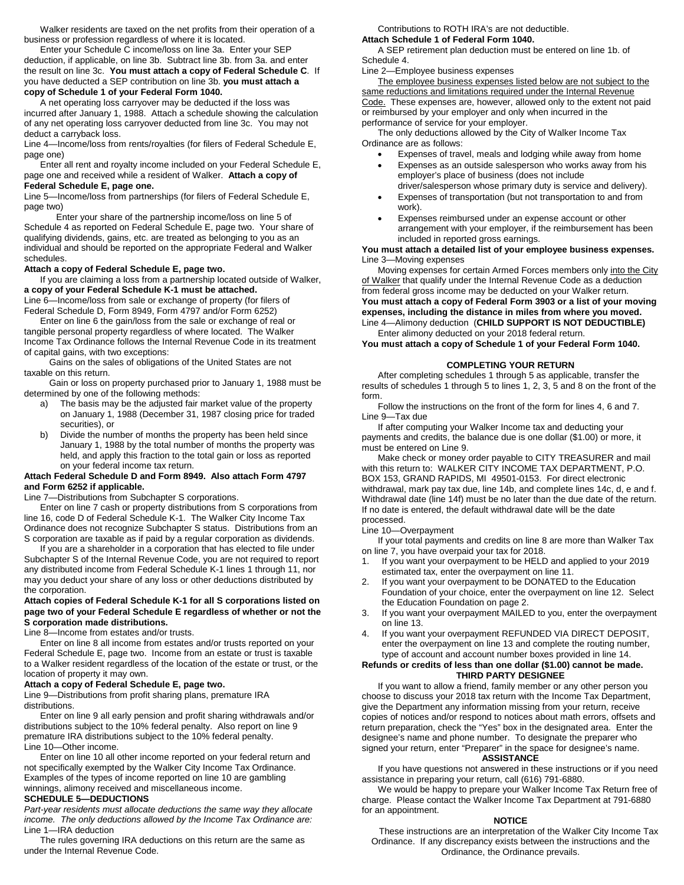Walker residents are taxed on the net profits from their operation of a business or profession regardless of where it is located.

Enter your Schedule C income/loss on line 3a. Enter your SEP deduction, if applicable, on line 3b. Subtract line 3b. from 3a. and enter the result on line 3c. **You must attach a copy of Federal Schedule C**. If you have deducted a SEP contribution on line 3b. **you must attach a copy of Schedule 1 of your Federal Form 1040.**

A net operating loss carryover may be deducted if the loss was incurred after January 1, 1988. Attach a schedule showing the calculation of any net operating loss carryover deducted from line 3c. You may not deduct a carryback loss.

Line 4—Income/loss from rents/royalties (for filers of Federal Schedule E, page one)

Enter all rent and royalty income included on your Federal Schedule E, page one and received while a resident of Walker. **Attach a copy of Federal Schedule E, page one.**

Line 5—Income/loss from partnerships (for filers of Federal Schedule E, page two)

Enter your share of the partnership income/loss on line 5 of Schedule 4 as reported on Federal Schedule E, page two. Your share of qualifying dividends, gains, etc. are treated as belonging to you as an individual and should be reported on the appropriate Federal and Walker schedules.

**Attach a copy of Federal Schedule E, page two.**

If you are claiming a loss from a partnership located outside of Walker, **a copy of your Federal Schedule K-1 must be attached.**

Line 6—Income/loss from sale or exchange of property (for filers of Federal Schedule D, Form 8949, Form 4797 and/or Form 6252)

Enter on line 6 the gain/loss from the sale or exchange of real or tangible personal property regardless of where located. The Walker Income Tax Ordinance follows the Internal Revenue Code in its treatment of capital gains, with two exceptions:

Gains on the sales of obligations of the United States are not taxable on this return.

Gain or loss on property purchased prior to January 1, 1988 must be determined by one of the following methods:

a) The basis may be the adjusted fair market value of the property on January 1, 1988 (December 31, 1987 closing price for traded securities), or
b) Divide the number of months the property has been held since January 1, 1988 by the total number of months the property was held, and apply this fraction to the total gain or loss as reported on your federal income tax return.

**Attach Federal Schedule D and Form 8949. Also attach Form 4797 and Form 6252 if applicable.**

Line 7—Distributions from Subchapter S corporations.

Enter on line 7 cash or property distributions from S corporations from line 16, code D of Federal Schedule K-1. The Walker City Income Tax Ordinance does not recognize Subchapter S status. Distributions from an S corporation are taxable as if paid by a regular corporation as dividends.

If you are a shareholder in a corporation that has elected to file under Subchapter S of the Internal Revenue Code, you are not required to report any distributed income from Federal Schedule K-1 lines 1 through 11, nor may you deduct your share of any loss or other deductions distributed by the corporation.

**Attach copies of Federal Schedule K-1 for all S corporations listed on page two of your Federal Schedule E regardless of whether or not the S corporation made distributions.**

Line 8—Income from estates and/or trusts.

Enter on line 8 all income from estates and/or trusts reported on your Federal Schedule E, page two. Income from an estate or trust is taxable to a Walker resident regardless of the location of the estate or trust, or the location of property it may own.

**Attach a copy of Federal Schedule E, page two.**

Line 9—Distributions from profit sharing plans, premature IRA distributions.

Enter on line 9 all early pension and profit sharing withdrawals and/or distributions subject to the 10% federal penalty. Also report on line 9 premature IRA distributions subject to the 10% federal penalty.

Line 10—Other income.

Enter on line 10 all other income reported on your federal return and not specifically exempted by the Walker City Income Tax Ordinance. Examples of the types of income reported on line 10 are gambling winnings, alimony received and miscellaneous income.

**SCHEDULE 5—DEDUCTIONS**

*Part-year residents must allocate deductions the same way they allocate income. The only deductions allowed by the Income Tax Ordinance are:*

Line 1—IRA deduction

The rules governing IRA deductions on this return are the same as under the Internal Revenue Code.

Contributions to ROTH IRA's are not deductible.

**Attach Schedule 1 of Federal Form 1040.**

A SEP retirement plan deduction must be entered on line 1b. of Schedule 4.

Line 2—Employee business expenses

The employee business expenses listed below are not subject to the same reductions and limitations required under the Internal Revenue Code. These expenses are, however, allowed only to the extent not paid or reimbursed by your employer and only when incurred in the performance of service for your employer.

The only deductions allowed by the City of Walker Income Tax Ordinance are as follows:

- Expenses of travel, meals and lodging while away from home
- Expenses as an outside salesperson who works away from his employer's place of business (does not include driver/salesperson whose primary duty is service and delivery).
- Expenses of transportation (but not transportation to and from work).
- Expenses reimbursed under an expense account or other arrangement with your employer, if the reimbursement has been included in reported gross earnings.

**You must attach a detailed list of your employee business expenses.**

Line 3—Moving expenses

Moving expenses for certain Armed Forces members only into the City of Walker that qualify under the Internal Revenue Code as a deduction from federal gross income may be deducted on your Walker return. **You must attach a copy of Federal Form 3903 or a list of your moving expenses, including the distance in miles from where you moved.**

Line 4—Alimony deduction (**CHILD SUPPORT IS NOT DEDUCTIBLE)**

Enter alimony deducted on your 2018 federal return.

**You must attach a copy of Schedule 1 of your Federal Form 1040.**

**COMPLETING YOUR RETURN**

After completing schedules 1 through 5 as applicable, transfer the results of schedules 1 through 5 to lines 1, 2, 3, 5 and 8 on the front of the form.

Follow the instructions on the front of the form for lines 4, 6 and 7.

Line 9—Tax due

If after computing your Walker Income tax and deducting your payments and credits, the balance due is one dollar ($1.00) or more, it must be entered on Line 9.

Make check or money order payable to CITY TREASURER and mail with this return to: WALKER CITY INCOME TAX DEPARTMENT, P.O. BOX 153, GRAND RAPIDS, MI 49501-0153. For direct electronic withdrawal, mark pay tax due, line 14b, and complete lines 14c, d, e and f. Withdrawal date (line 14f) must be no later than the due date of the return. If no date is entered, the default withdrawal date will be the date processed.

Line 10—Overpayment

If your total payments and credits on line 8 are more than Walker Tax on line 7, you have overpaid your tax for 2018.

1. If you want your overpayment to be HELD and applied to your 2019 estimated tax, enter the overpayment on line 11.
2. If you want your overpayment to be DONATED to the Education Foundation of your choice, enter the overpayment on line 12. Select the Education Foundation on page 2.
3. If you want your overpayment MAILED to you, enter the overpayment on line 13.
4. If you want your overpayment REFUNDED VIA DIRECT DEPOSIT, enter the overpayment on line 13 and complete the routing number, type of account and account number boxes provided in line 14.

**Refunds or credits of less than one dollar ($1.00) cannot be made.**

**THIRD PARTY DESIGNEE**

If you want to allow a friend, family member or any other person you choose to discuss your 2018 tax return with the Income Tax Department, give the Department any information missing from your return, receive copies of notices and/or respond to notices about math errors, offsets and return preparation, check the "Yes" box in the designated area. Enter the designee's name and phone number. To designate the preparer who signed your return, enter "Preparer" in the space for designee's name.

**ASSISTANCE**

If you have questions not answered in these instructions or if you need assistance in preparing your return, call (616) 791-6880.

We would be happy to prepare your Walker Income Tax Return free of charge. Please contact the Walker Income Tax Department at 791-6880 for an appointment.

**NOTICE**

These instructions are an interpretation of the Walker City Income Tax Ordinance. If any discrepancy exists between the instructions and the Ordinance, the Ordinance prevails.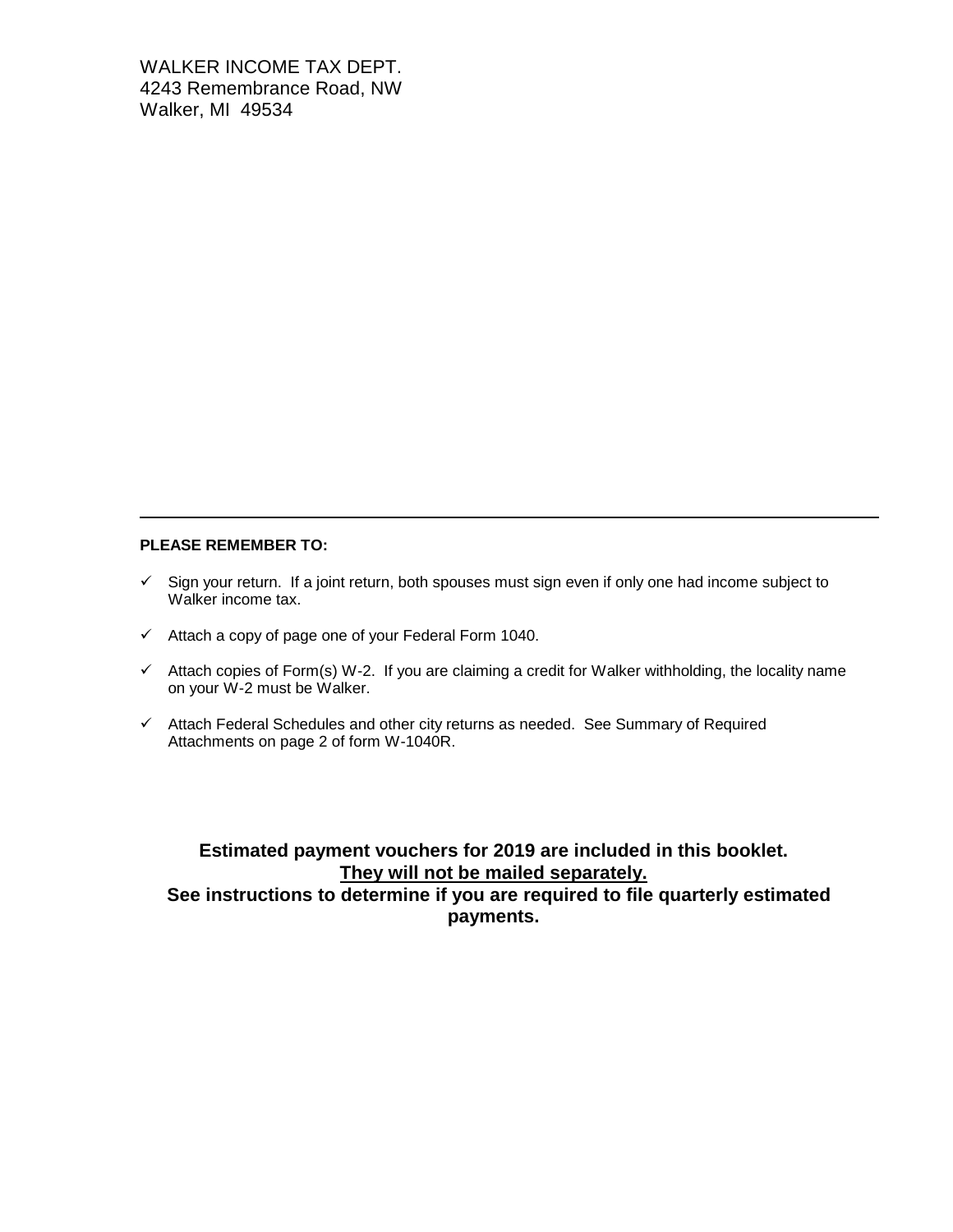WALKER INCOME TAX DEPT.
4243 Remembrance Road, NW
Walker, MI 49534

---

**PLEASE REMEMBER TO:**

- ✓ Sign your return. If a joint return, both spouses must sign even if only one had income subject to Walker income tax.
- ✓ Attach a copy of page one of your Federal Form 1040.
- ✓ Attach copies of Form(s) W-2. If you are claiming a credit for Walker withholding, the locality name on your W-2 must be Walker.
- ✓ Attach Federal Schedules and other city returns as needed. See Summary of Required Attachments on page 2 of form W-1040R.

**Estimated payment vouchers for 2019 are included in this booklet.**
**<u>They will not be mailed separately.</u>**
**See instructions to determine if you are required to file quarterly estimated payments.**